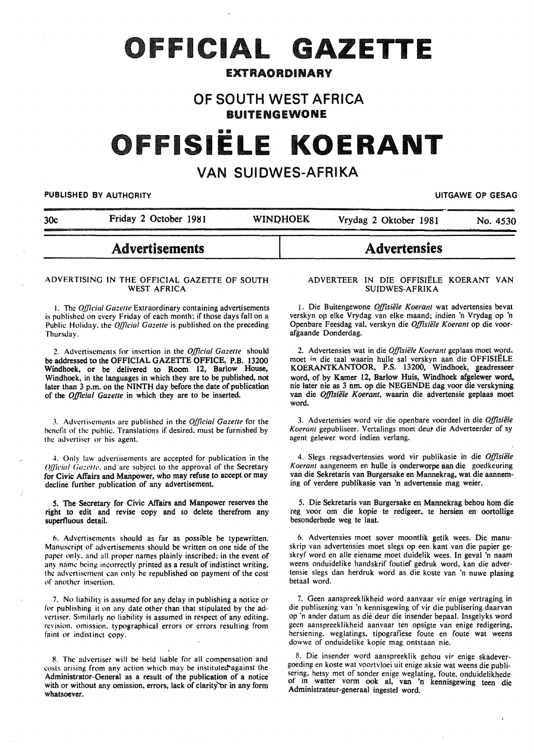# OFFICIAL GAZETTE

**EXTRAORDINARY**

## OF SOUTH WEST AFRICA

**BUITENGEWONE**

# OFFISIËLE KOERANT

## VAN SUIDWES-AFRIKA

**PUBLISHED BY AUTHORITY** | **UITGAWE OP GESAG**

| 30c | Friday 2 October 1981 | WINDHOEK | Vrydag 2 Oktober 1981 | No. 4530 |
|---|---|---|---|---|

## Advertisements

### ADVERTISING IN THE OFFICIAL GAZETTE OF SOUTH WEST AFRICA

1. The *Official Gazette* Extraordinary containing advertisements is published on every Friday of each month; if those days fall on a Public Holiday, the *Official Gazette* is published on the preceding Thursday.

2. Advertisements for insertion in the *Official Gazette* should be addressed to the OFFICIAL GAZETTE OFFICE, P.B. 13200 Windhoek, or be delivered to Room 12, Barlow House, Windhoek, in the languages in which they are to be published, not later than 3 p.m. on the NINTH day before the date of publication of the *Official Gazette* in which they are to be inserted.

3. Advertisements are published in the *Official Gazette* for the benefit of the public. Translations if desired, must be furnished by the advertiser or his agent.

4. Only law advertisements are accepted for publication in the *Official Gazette*, and are subject to the approval of the Secretary for Civic Affairs and Manpower, who may refuse to accept or may decline further publication of any advertisement.

**5. The Secretary for Civic Affairs and Manpower reserves the right to edit and revise copy and to delete therefrom any superfluous detail.**

6. Advertisements should as far as possible be typewritten. Manuscript of advertisements should be written on one side of the paper only, and all proper names plainly inscribed; in the event of any name being incorrectly printed as a result of indistinct writing, the advertisement can only be republished on payment of the cost of another insertion.

7. No liability is assumed for any delay in publishing a notice or for publishing it on any date other than that stipulated by the advertiser. Similarly no liability is assumed in respect of any editing, revision, omission, typographical errors or errors resulting from faint or indistinct copy.

8. The advertiser will be held liable for all compensation and costs arising from any action which may be instituted against the Administrator-General as a result of the publication of a notice with or without any omission, errors, lack of clarity or in any form whatsoever.

## Advertensies

### ADVERTEER IN DIE OFFISIËLE KOERANT VAN SUIDWES-AFRIKA

1. Die Buitengewone *Offisiële Koerant* wat advertensies bevat verskyn op elke Vrydag van elke maand; indien 'n Vrydag op 'n Openbare Feesdag val, verskyn die *Offisiële Koerant* op die voorafgaande Donderdag.

2. Advertensies wat in die *Offisiële Koerant* geplaas moet word, moet in die taal waarin hulle sal verskyn aan die OFFISIËLE KOERANTKANTOOR, P.S. 13200, Windhoek, geadresseer word, of by Kamer 12, Barlow Huis, Windhoek afgelewer word, nie later nie as 3 nm. op die NEGENDE dag voor die verskyning van die *Offisiële Koerant*, waarin die advertensie geplaas moet word.

3. Advertensies word vir die openbare voordeel in die *Offisiële Koerant* gepubliseer. Vertalings moet deur die Adverteerder of sy agent gelewer word indien verlang.

4. Slegs regsadvertensies word vir publikasie in die *Offisiële Koerant* aangeneem en hulle is onderworpe aan die goedkeuring van die Sekretaris van Burgersake en Mannekrag, wat die aanneming of verdere publikasie van 'n advertensie mag weier.

5. Die Sekretaris van Burgersake en Mannekrag behou hom die reg voor om die kopie te redigeer, te hersien en oortollige besonderhede weg te laat.

6. Advertensies moet sover moontlik getik wees. Die manuskrip van advertensies moet slegs op een kant van die papier geskryf word en alle eiename moet duidelik wees. In geval 'n naam weens onduidelike handskrif foutief gedruk word, kan die advertensie slegs dan herdruk word as die koste van 'n nuwe plasing betaal word.

7. Geen aanspreeklikheid word aanvaar vir enige vertraging in die publisering van 'n kennisgewing of vir die publisering daarvan op 'n ander datum as dié deur die insender bepaal. Insgelyks word geen aanspreeklikheid aanvaar ten opsigte van enige redigering, hersiening, weglatings, tipografiese foute en foute wat weens dowwe of onduidelike kopie mag ontstaan nie.

8. Die insender word aanspreeklik gehou vir enige skadevergoeding en koste wat voortvloei uit enige aksie wat weens die publisering, hetsy met of sonder enige weglating, foute, onduidelikhede of in watter vorm ook al, van 'n kennisgewing teen die Administrateur-generaal ingestel word.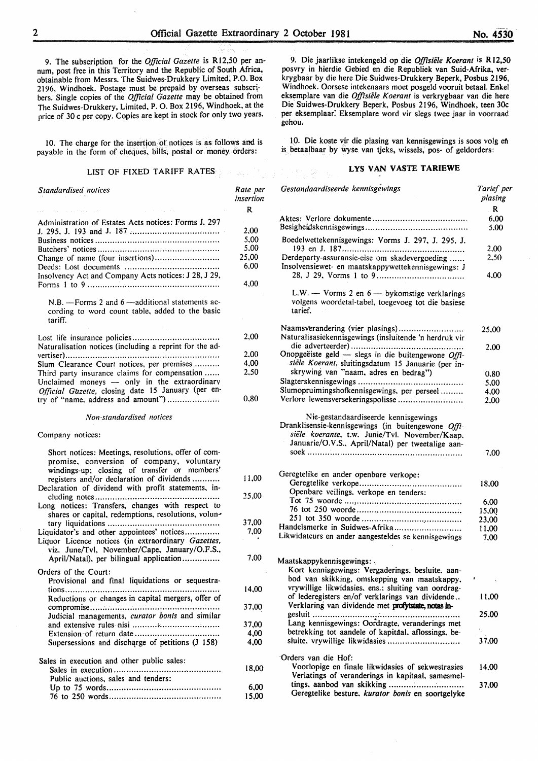9. The subscription for the *Official Gazette* is R12,50 per annum, post free in this Territory and the Republic of South Africa, obtainable from Messrs. The Suidwes-Drukkery Limited, P.O. Box 2196, Windhoek. Postage must be prepaid by overseas subscribers. Single copies of the *Official Gazette* may be obtained from The Suidwes-Drukkery, Limited, P. O. Box 2196, Windhoek, at the price of 30 c per copy. Copies are kept in stock for only two years.

10. The charge for the insertion of notices is as follows and is payable in the form of cheques, bills, postal or money orders:

## LIST OF FIXED TARIFF RATES

| *Standardised notices* | Rate per insertion |
|---|---|
| | R |
| Administration of Estates Acts notices: Forms J. 297 J. 295, J. 193 and J. 187 | 2,00 |
| Business notices | 5,00 |
| Butchers' notices | 5,00 |
| Change of name (four insertions) | 25,00 |
| Deeds: Lost documents | 6,00 |
| Insolvency Act and Company Acts notices: J 28, J 29, Forms 1 to 9 | 4,00 |
| N.B. —Forms 2 and 6 —additional statements according to word count table, added to the basic tariff. | |
| Lost life insurance policies | 2,00 |
| Naturalisation notices (including a reprint for the advertiser) | 2,00 |
| Slum Clearance Court notices, per premises | 4,00 |
| Third party insurance claims for compensation | 2,50 |
| Unclaimed moneys — only in the extraordinary *Official Gazette*, closing date 15 January (per entry of "name, address and amount") | 0,80 |

*Non-standardised notices*

| Company notices: | |
|---|---|
| Short notices: Meetings, resolutions, offer of compromise, conversion of company, voluntary windings-up; closing of transfer or members' registers and/or declaration of dividends | 11,00 |
| Declaration of dividend with profit statements, including notes | 25,00 |
| Long notices: Transfers, changes with respect to shares or capital, redemptions, resolutions, voluntary liquidations | 37,00 |
| Liquidator's and other appointees' notices | 7,00 |
| Liquor Licence notices (in extraordinary *Gazettes*, viz. June/Tvl, November/Cape, January/O.F.S., April/Natal), per bilingual application | 7,00 |
| Orders of the Court: | |
| Provisional and final liquidations or sequestrations | 14,00 |
| Reductions or changes in capital mergers, offer of compromise | 37,00 |
| Judicial managements, *curator bonis* and similar and extensive rules nisi | 37,00 |
| Extension of return date | 4,00 |
| Supersessions and discharge of petitions (J 158) | 4,00 |
| Sales in execution and other public sales: | |
| Sales in execution | 18,00 |
| Public auctions, sales and tenders: | |
| Up to 75 words | 6,00 |
| 76 to 250 words | 15,00 |

9. Die jaarlikse intekengeld op die *Offisiële Koerant* is R12,50 posvry in hierdie Gebied en die Republiek van Suid-Afrika, verkrygbaar by die here Die Suidwes-Drukkery Beperk, Posbus 2196, Windhoek. Oorsese intekenaars moet posgeld vooruit betaal. Enkel eksemplare van die *Offisiële Koerant* is verkrygbaar van die here Die Suidwes-Drukkery Beperk, Posbus 2196, Windhoek, teen 30c per eksemplaar. Eksemplare word vir slegs twee jaar in voorraad gehou.

10. Die koste vir die plasing van kennisgewings is soos volg en is betaalbaar by wyse van tjeks, wissels, pos- of geldorders:

## LYS VAN VASTE TARIEWE

| *Gestandaardiseerde kennisgewings* | Tarief per plasing |
|---|---|
| | R |
| Aktes: Verlore dokumente | 6,00 |
| Besigheidskennisgewings | 5,00 |
| Boedelwettekennisgewings: Vorms J. 297, J. 295, J. 193 en J. 187 | 2,00 |
| Derdeparty-assuransie-eise om skadevergoeding | 2,50 |
| Insolvensiewet- en maatskappywettekennisgewings: J 28, J 29, Vorms 1 to 9 | 4,00 |
| L.W. — Vorms 2 en 6 — bykomstige verklarings volgens woordetal-tabel, toegevoeg tot die basiese tarief. | |
| Naamsverandering (vier plasings) | 25,00 |
| Naturalisasiekennisgewings (insluitende 'n herdruk vir die adverteerder) | 2,00 |
| Onopgeëiste geld — slegs in die buitengewone *Offisiële Koerant*, sluitingsdatum 15 Januarie (per inskrywing van "naam, adres en bedrag") | 0,80 |
| Slagterskennisgewings | 5,00 |
| Slumopruimingshofkennisgewings, per perseel | 4,00 |
| Verlore lewensversekeringspolisse | 2,00 |

| Nie-gestandaardiseerde kennisgewings | |
|---|---|
| Dranklisensie-kennisgewings (in buitengewone *Offisiële koerante*, t.w. Junie/Tvl. November/Kaap, Januarie/O.V.S., April/Natal) per tweetalige aansoek | 7,00 |
| Geregtelike en ander openbare verkope: | |
| Geregtelike verkope | 18,00 |
| Openbare veilings, verkope en tenders: | |
| Tot 75 woorde | 6,00 |
| 76 tot 250 woorde | 15,00 |
| 251 tot 350 woorde | 23,00 |
| Handelsmerke in Suidwes-Afrika | 11,00 |
| Likwidateurs en ander aangesteldes se kennisgewings | 7,00 |
| Maatskappykennisgewings: | |
| Kort kennisgewings: Vergaderings, besluite, aanbod van skikking, omskepping van maatskappy, vrywillige likwidasies, ens.; sluiting van oordrag- of lederegisters en/of verklarings van dividende | 11,00 |
| Verklaring van dividende met profytstate, notas ingesluit | 25,00 |
| Lang kennisgewings: Oordragte, veranderings met betrekking tot aandele of kapitaal, aflossings, besluite, vrywillige likwidasies | 37,00 |
| Orders van die Hof: | |
| Voorlopige en finale likwidasies of sekwestrasies | 14,00 |
| Verlatings of veranderings in kapitaal, samesmeltings, aanbod van skikking | 37,00 |
| Geregtelike besture, *kurator bonis* en soortgelyke | |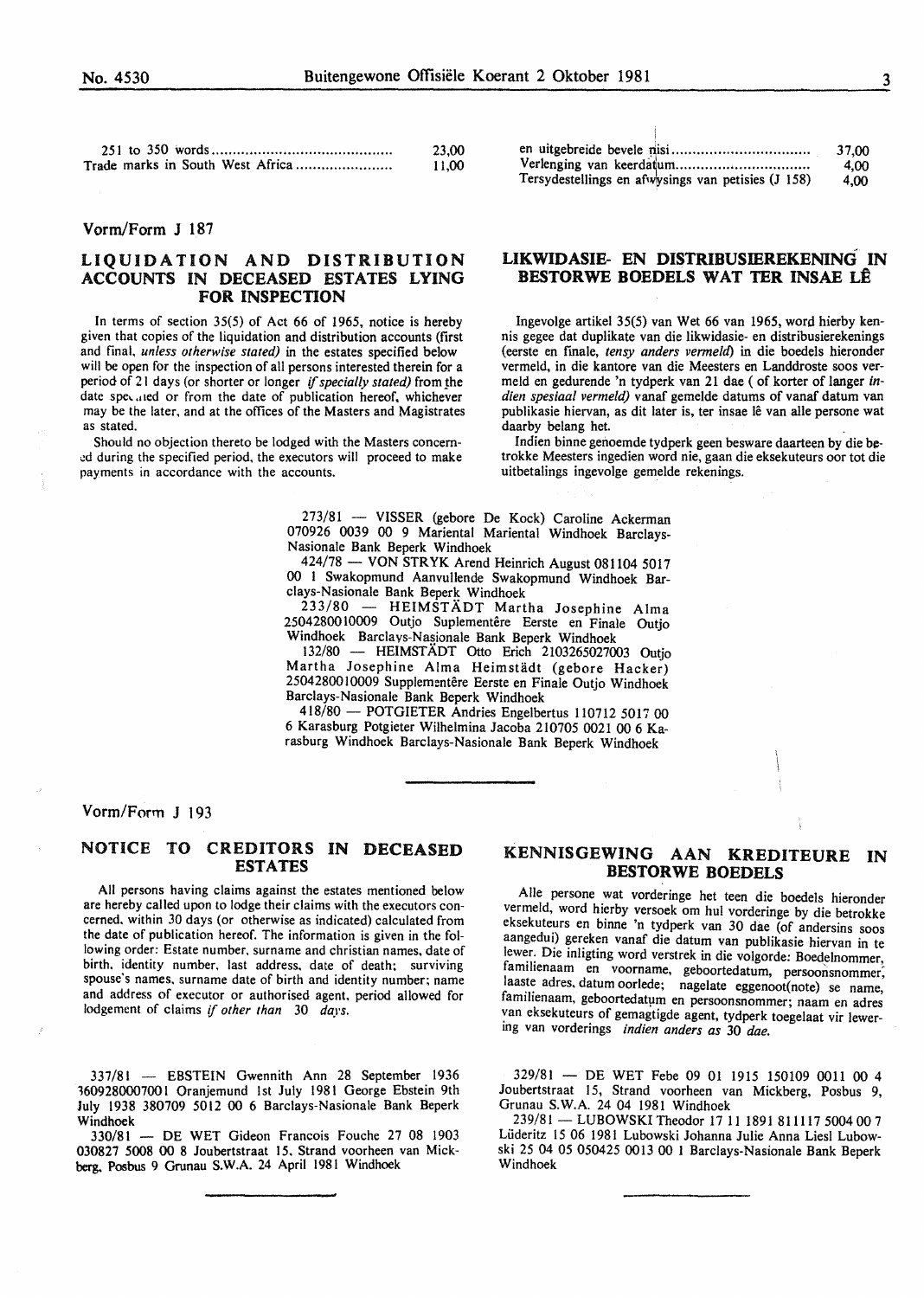| | |
|---|---|
| 251 to 350 words | 23,00 |
| Trade marks in South West Africa | 11,00 |

| | |
|---|---|
| en uitgebreide bevele nisi | 37,00 |
| Verlenging van keerdatum | 4,00 |
| Tersydestellings en afwysings van petisies (J 158) | 4,00 |

Vorm/Form J 187

## LIQUIDATION AND DISTRIBUTION ACCOUNTS IN DECEASED ESTATES LYING FOR INSPECTION

In terms of section 35(5) of Act 66 of 1965, notice is hereby given that copies of the liquidation and distribution accounts (first and final, *unless otherwise stated)* in the estates specified below will be open for the inspection of all persons interested therein for a period of 21 days (or shorter or longer *if specially stated)* from the date specified or from the date of publication hereof, whichever may be the later, and at the offices of the Masters and Magistrates as stated.

Should no objection thereto be lodged with the Masters concerned during the specified period, the executors will proceed to make payments in accordance with the accounts.

## LIKWIDASIE- EN DISTRIBUSIEREKENING IN BESTORWE BOEDELS WAT TER INSAE LÊ

Ingevolge artikel 35(5) van Wet 66 van 1965, word hierby kennis gegee dat duplikate van die likwidasie- en distribusierekenings (eerste en finale, *tensy anders vermeld)* in die boedels hieronder vermeld, in die kantore van die Meesters en Landdroste soos vermeld en gedurende 'n tydperk van 21 dae ( of korter of langer *indien spesiaal vermeld)* vanaf gemelde datums of vanaf datum van publikasie hiervan, as dit later is, ter insae lê van alle persone wat daarby belang het.

Indien binne genoemde tydperk geen besware daarteen by die betrokke Meesters ingedien word nie, gaan die eksekuteurs oor tot die uitbetalings ingevolge gemelde rekenings.

273/81 — VISSER (gebore De Kock) Caroline Ackerman 070926 0039 00 9 Mariental Mariental Windhoek Barclays-Nasionale Bank Beperk Windhoek

424/78 — VON STRYK Arend Heinrich August 081104 5017 00 1 Swakopmund Aanvullende Swakopmund Windhoek Barclays-Nasionale Bank Beperk Windhoek

233/80 — HEIMSTÄDT Martha Josephine Alma 2504280010009 Outjo Suplementêre Eerste en Finale Outjo Windhoek Barclays-Nasionale Bank Beperk Windhoek

132/80 — HEIMSTÄDT Otto Erich 2103265027003 Outjo Martha Josephine Alma Heimstädt (gebore Hacker) 2504280010009 Supplementêre Eerste en Finale Outjo Windhoek Barclays-Nasionale Bank Beperk Windhoek

418/80 — POTGIETER Andries Engelbertus 110712 5017 00 6 Karasburg Potgieter Wilhelmina Jacoba 210705 0021 00 6 Karasburg Windhoek Barclays-Nasionale Bank Beperk Windhoek

Vorm/Form J 193

## NOTICE TO CREDITORS IN DECEASED ESTATES

All persons having claims against the estates mentioned below are hereby called upon to lodge their claims with the executors concerned, within 30 days (or otherwise as indicated) calculated from the date of publication hereof. The information is given in the following order: Estate number, surname and christian names, date of birth, identity number, last address, date of death; surviving spouse's names, surname date of birth and identity number; name and address of executor or authorised agent, period allowed for lodgement of claims *if other than 30 days.*

337/81 — EBSTEIN Gwennith Ann 28 September 1936 3609280007001 Oranjemund 1st July 1981 George Ebstein 9th July 1938 380709 5012 00 6 Barclays-Nasionale Bank Beperk Windhoek

330/81 — DE WET Gideon Francois Fouche 27 08 1903 030827 5008 00 8 Joubertstraat 15, Strand voorheen van Mickberg, Posbus 9 Grunau S.W.A. 24 April 1981 Windhoek

## KENNISGEWING AAN KREDITEURE IN BESTORWE BOEDELS

Alle persone wat vorderinge het teen die boedels hieronder vermeld, word hierby versoek om hul vorderinge by die betrokke eksekuteurs en binne 'n tydperk van 30 dae (of andersins soos aangedui) gereken vanaf die datum van publikasie hiervan in te lewer. Die inligting word verstrek in die volgorde: Boedelnommer, familienaam en voorname, geboortedatum, persoonsnommer, laaste adres, datum oorlede; nagelate eggenoot(note) se name, familienaam, geboortedatum en persoonsnommer; naam en adres van eksekuteurs of gemagtigde agent, tydperk toegelaat vir lewering van vorderings *indien anders as 30 dae.*

329/81 — DE WET Febe 09 01 1915 150109 0011 00 4 Joubertstraat 15, Strand voorheen van Mickberg, Posbus 9, Grunau S.W.A. 24 04 1981 Windhoek

239/81 — LUBOWSKI Theodor 17 11 1891 811117 5004 00 7 Lüderitz 15 06 1981 Lubowski Johanna Julie Anna Liesl Lubowski 25 04 05 050425 0013 00 1 Barclays-Nasionale Bank Beperk Windhoek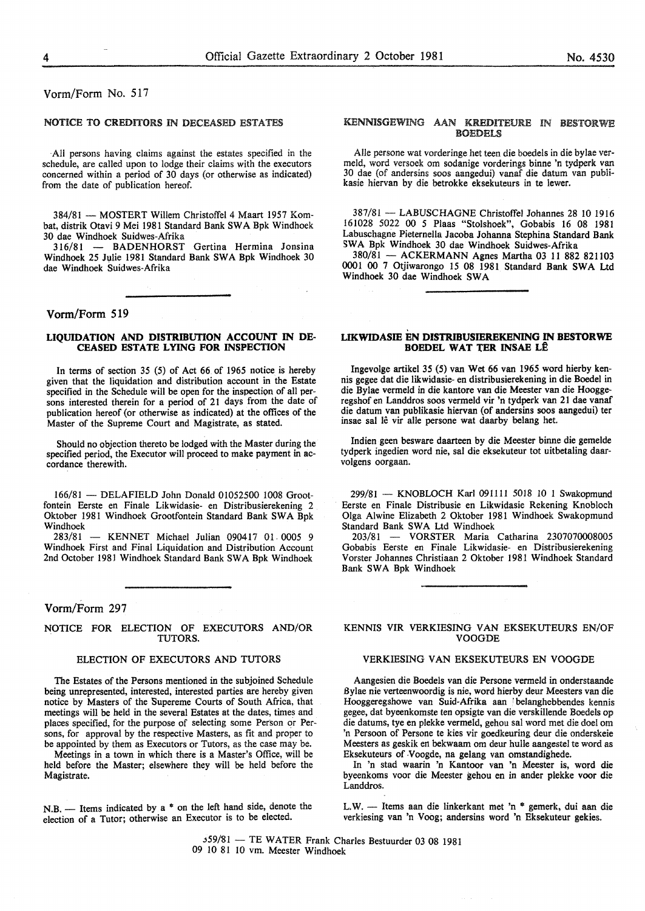Vorm/Form No. 517

### NOTICE TO CREDITORS IN DECEASED ESTATES

All persons having claims against the estates specified in the schedule, are called upon to lodge their claims with the executors concerned within a period of 30 days (or otherwise as indicated) from the date of publication hereof.

384/81 — MOSTERT Willem Christoffel 4 Maart 1957 Kombat, distrik Otavi 9 Mei 1981 Standard Bank SWA Bpk Windhoek 30 dae Windhoek Suidwes-Afrika

316/81 — BADENHORST Gertina Hermina Jonsina Windhoek 25 Julie 1981 Standard Bank SWA Bpk Windhoek 30 dae Windhoek Suidwes-Afrika

### KENNISGEWING AAN KREDITEURE IN BESTORWE BOEDELS

Alle persone wat vorderinge het teen die boedels in die bylae vermeld, word versoek om sodanige vorderings binne 'n tydperk van 30 dae (of andersins soos aangedui) vanaf die datum van publikasie hiervan by die betrokke eksekuteurs in te lewer.

387/81 — LABUSCHAGNE Christoffel Johannes 28 10 1916 161028 5022 00 5 Plaas "Stolshoek", Gobabis 16 08 1981 Labuschagne Pieternella Jacoba Johanna Stephina Standard Bank SWA Bpk Windhoek 30 dae Windhoek Suidwes-Afrika

380/81 — ACKERMANN Agnes Martha 03 11 882 821103 0001 00 7 Otjiwarongo 15 08 1981 Standard Bank SWA Ltd Windhoek 30 dae Windhoek SWA

Vorm/Form 519

### LIQUIDATION AND DISTRIBUTION ACCOUNT IN DECEASED ESTATE LYING FOR INSPECTION

In terms of section 35 (5) of Act 66 of 1965 notice is hereby given that the liquidation and distribution account in the Estate specified in the Schedule will be open for the inspection of all persons interested therein for a period of 21 days from the date of publication hereof (or otherwise as indicated) at the offices of the Master of the Supreme Court and Magistrate, as stated.

Should no objection thereto be lodged with the Master during the specified period, the Executor will proceed to make payment in accordance therewith.

166/81 — DELAFIELD John Donald 01052500 1008 Grootfontein Eerste en Finale Likwidasie- en Distribusierekening 2 Oktober 1981 Windhoek Grootfontein Standard Bank SWA Bpk Windhoek

283/81 — KENNET Michael Julian 090417 01 0005 9 Windhoek First and Final Liquidation and Distribution Account 2nd October 1981 Windhoek Standard Bank SWA Bpk Windhoek

### LIKWIDASIE EN DISTRIBUSIEREKENING IN BESTORWE BOEDEL WAT TER INSAE LÊ

Ingevolge artikel 35 (5) van Wet 66 van 1965 word hierby kennis gegee dat die likwidasie- en distribusierekening in die Boedel in die Bylae vermeld in die kantore van die Meester van die Hooggeregshof en Landdros soos vermeld vir 'n tydperk van 21 dae vanaf die datum van publikasie hiervan (of andersins soos aangedui) ter insae sal lê vir alle persone wat daarby belang het.

Indien geen besware daarteen by die Meester binne die gemelde tydperk ingedien word nie, sal die eksekuteur tot uitbetaling daarvolgens oorgaan.

299/81 — KNOBLOCH Karl 091111 5018 10 1 Swakopmund Eerste en Finale Distribusie en Likwidasie Rekening Knobloch Olga Alwine Elizabeth 2 Oktober 1981 Windhoek Swakopmund Standard Bank SWA Ltd Windhoek

203/81 — VORSTER Maria Catharina 2307070008005 Gobabis Eerste en Finale Likwidasie- en Distribusierekening Vorster Johannes Christiaan 2 Oktober 1981 Windhoek Standard Bank SWA Bpk Windhoek

Vorm/Form 297

### NOTICE FOR ELECTION OF EXECUTORS AND/OR TUTORS.

#### ELECTION OF EXECUTORS AND TUTORS

The Estates of the Persons mentioned in the subjoined Schedule being unrepresented, interested, interested parties are hereby given notice by Masters of the Supereme Courts of South Africa, that meetings will be held in the several Estates at the dates, times and places specified, for the purpose of selecting some Person or Persons, for approval by the respective Masters, as fit and proper to be appointed by them as Executors or Tutors, as the case may be.

Meetings in a town in which there is a Master's Office, will be held before the Master; elsewhere they will be held before the Magistrate.

N.B. — Items indicated by a * on the left hand side, denote the election of a Tutor; otherwise an Executor is to be elected.

### KENNIS VIR VERKIESING VAN EKSEKUTEURS EN/OF VOOGDE

#### VERKIESING VAN EKSEKUTEURS EN VOOGDE

Aangesien die Boedels van die Persone vermeld in onderstaande Bylae nie verteenwoordig is nie, word hierby deur Meesters van die Hooggeregshowe van Suid-Afrika aan belanghebbendes kennis gegee, dat byeenkomste ten opsigte van die verskillende Boedels op die datums, tye en plekke vermeld, gehou sal word met die doel om 'n Persoon of Persone te kies vir goedkeuring deur die onderskeie Meesters as geskik en bekwaam om deur hulle aangestel te word as Eksekuteurs of Voogde, na gelang van omstandighede.

In 'n stad waarin 'n Kantoor van 'n Meester is, word die byeenkoms voor die Meester gehou en in ander plekke voor die Landdros.

L.W. — Items aan die linkerkant met 'n * gemerk, dui aan die verkiesing van 'n Voog; andersins word 'n Eksekuteur gekies.

359/81 — TE WATER Frank Charles Bestuurder 03 08 1981 09 10 81 10 vm. Meester Windhoek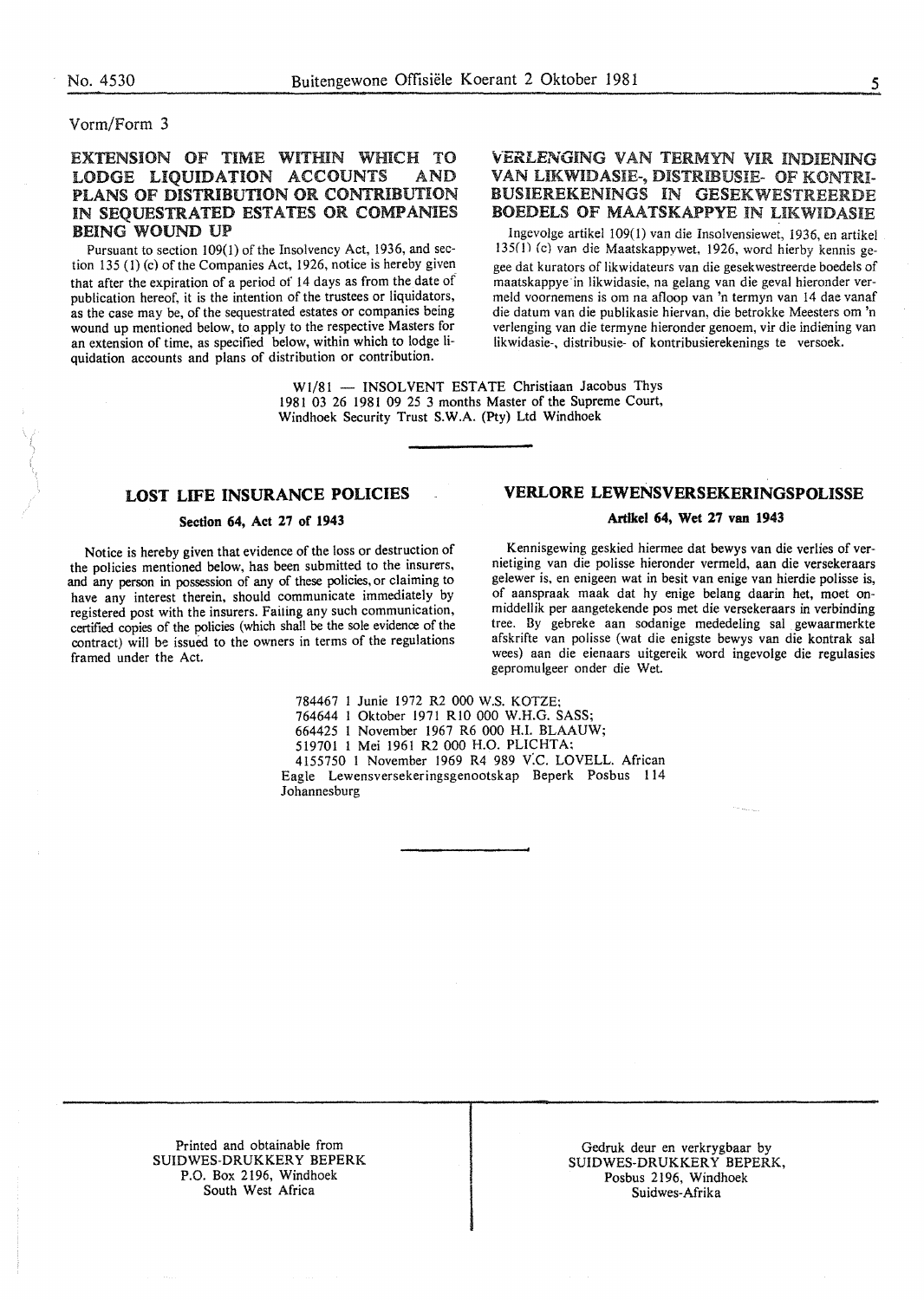Vorm/Form 3

## EXTENSION OF TIME WITHIN WHICH TO LODGE LIQUIDATION ACCOUNTS AND PLANS OF DISTRIBUTION OR CONTRIBUTION IN SEQUESTRATED ESTATES OR COMPANIES BEING WOUND UP

Pursuant to section 109(1) of the Insolvency Act, 1936, and section 135 (1) (c) of the Companies Act, 1926, notice is hereby given that after the expiration of a period of 14 days as from the date of publication hereof, it is the intention of the trustees or liquidators, as the case may be, of the sequestrated estates or companies being wound up mentioned below, to apply to the respective Masters for an extension of time, as specified below, within which to lodge liquidation accounts and plans of distribution or contribution.

## VERLENGING VAN TERMYN VIR INDIENING VAN LIKWIDASIE-, DISTRIBUSIE- OF KONTRIBUSIEREKENINGS IN GESEKWESTREERDE BOEDELS OF MAATSKAPPYE IN LIKWIDASIE

Ingevolge artikel 109(1) van die Insolvensiewet, 1936, en artikel 135(1) (c) van die Maatskappywet, 1926, word hierby kennis gegee dat kurators of likwidateurs van die gesekwestreerde boedels of maatskappye in likwidasie, na gelang van die geval hieronder vermeld voornemens is om na afloop van 'n termyn van 14 dae vanaf die datum van die publikasie hiervan, die betrokke Meesters om 'n verlenging van die termyne hieronder genoem, vir die indiening van likwidasie-, distribusie- of kontribusierekenings te versoek.

W1/81 — INSOLVENT ESTATE Christiaan Jacobus Thys 1981 03 26 1981 09 25 3 months Master of the Supreme Court, Windhoek Security Trust S.W.A. (Pty) Ltd Windhoek

## LOST LIFE INSURANCE POLICIES

**Section 64, Act 27 of 1943**

Notice is hereby given that evidence of the loss or destruction of the policies mentioned below, has been submitted to the insurers, and any person in possession of any of these policies, or claiming to have any interest therein, should communicate immediately by registered post with the insurers. Failing any such communication, certified copies of the policies (which shall be the sole evidence of the contract) will be issued to the owners in terms of the regulations framed under the Act.

## VERLORE LEWENSVERSEKERINGSPOLISSE

**Artikel 64, Wet 27 van 1943**

Kennisgewing geskied hiermee dat bewys van die verlies of vernietiging van die polisse hieronder vermeld, aan die versekeraars gelewer is, en enigeen wat in besit van enige van hierdie polisse is, of aanspraak maak dat hy enige belang daarin het, moet onmiddellik per aangetekende pos met die versekeraars in verbinding tree. By gebreke aan sodanige mededeling sal gewaarmerkte afskrifte van polisse (wat die enigste bewys van die kontrak sal wees) aan die eienaars uitgereik word ingevolge die regulasies gepromulgeer onder die Wet.

784467 1 Junie 1972 R2 000 W.S. KOTZE;
764644 1 Oktober 1971 R10 000 W.H.G. SASS;
664425 1 November 1967 R6 000 H.I. BLAAUW;
519701 1 Mei 1961 R2 000 H.O. PLICHTA;
4155750 1 November 1969 R4 989 V.C. LOVELL. African Eagle Lewensversekeringsgenootskap Beperk Posbus 114 Johannesburg

Printed and obtainable from
SUIDWES-DRUKKERY BEPERK
P.O. Box 2196, Windhoek
South West Africa

Gedruk deur en verkrygbaar by
SUIDWES-DRUKKERY BEPERK,
Posbus 2196, Windhoek
Suidwes-Afrika